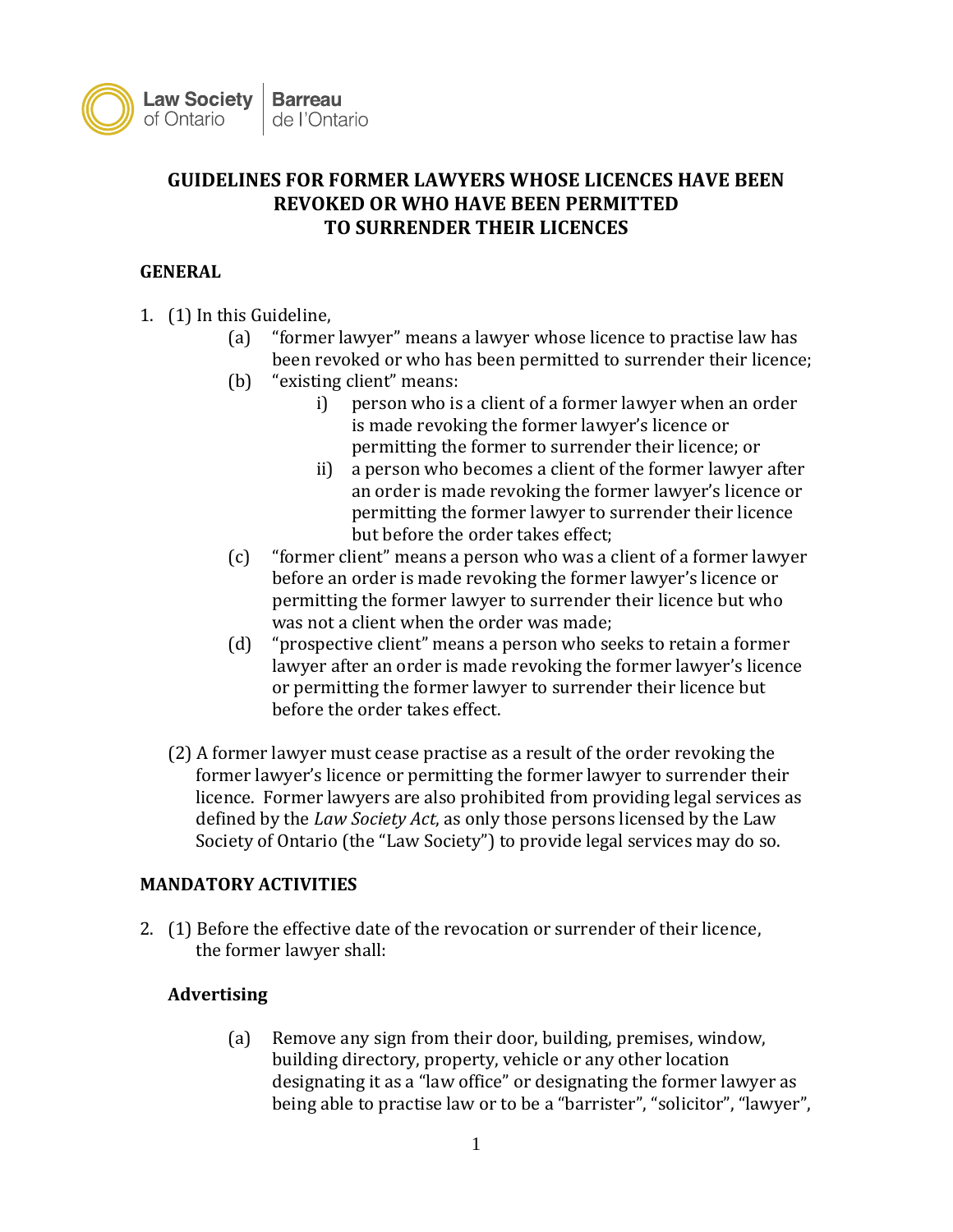Law Society of Ontario | Barreau de l'Ontario

# GUIDELINES FOR FORMER LAWYERS WHOSE LICENCES HAVE BEEN REVOKED OR WHO HAVE BEEN PERMITTED TO SURRENDER THEIR LICENCES

## GENERAL

1. (1) In this Guideline,
   - (a) "former lawyer" means a lawyer whose licence to practise law has been revoked or who has been permitted to surrender their licence;
   - (b) "existing client" means:
     - i) person who is a client of a former lawyer when an order is made revoking the former lawyer's licence or permitting the former to surrender their licence; or
     - ii) a person who becomes a client of the former lawyer after an order is made revoking the former lawyer's licence or permitting the former lawyer to surrender their licence but before the order takes effect;
   - (c) "former client" means a person who was a client of a former lawyer before an order is made revoking the former lawyer's licence or permitting the former lawyer to surrender their licence but who was not a client when the order was made;
   - (d) "prospective client" means a person who seeks to retain a former lawyer after an order is made revoking the former lawyer's licence or permitting the former lawyer to surrender their licence but before the order takes effect.

   (2) A former lawyer must cease practise as a result of the order revoking the former lawyer's licence or permitting the former lawyer to surrender their licence. Former lawyers are also prohibited from providing legal services as defined by the *Law Society Act*, as only those persons licensed by the Law Society of Ontario (the "Law Society") to provide legal services may do so.

## MANDATORY ACTIVITIES

2. (1) Before the effective date of the revocation or surrender of their licence, the former lawyer shall:

### Advertising

   - (a) Remove any sign from their door, building, premises, window, building directory, property, vehicle or any other location designating it as a "law office" or designating the former lawyer as being able to practise law or to be a "barrister", "solicitor", "lawyer",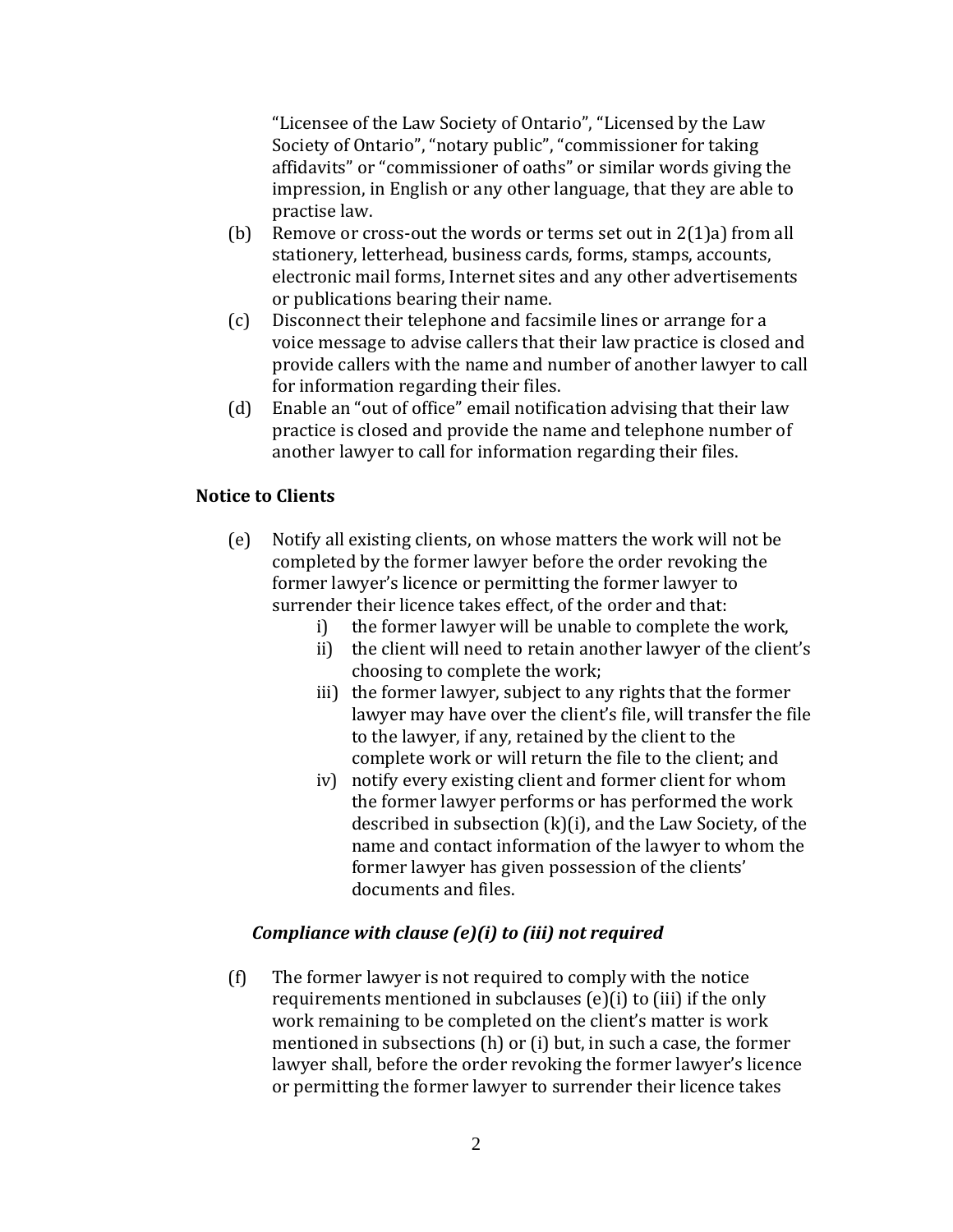"Licensee of the Law Society of Ontario", "Licensed by the Law Society of Ontario", "notary public", "commissioner for taking affidavits" or "commissioner of oaths" or similar words giving the impression, in English or any other language, that they are able to practise law.

(b) Remove or cross-out the words or terms set out in 2(1)a) from all stationery, letterhead, business cards, forms, stamps, accounts, electronic mail forms, Internet sites and any other advertisements or publications bearing their name.

(c) Disconnect their telephone and facsimile lines or arrange for a voice message to advise callers that their law practice is closed and provide callers with the name and number of another lawyer to call for information regarding their files.

(d) Enable an "out of office" email notification advising that their law practice is closed and provide the name and telephone number of another lawyer to call for information regarding their files.

**Notice to Clients**

(e) Notify all existing clients, on whose matters the work will not be completed by the former lawyer before the order revoking the former lawyer's licence or permitting the former lawyer to surrender their licence takes effect, of the order and that:

  i) the former lawyer will be unable to complete the work,
  ii) the client will need to retain another lawyer of the client's choosing to complete the work;
  iii) the former lawyer, subject to any rights that the former lawyer may have over the client's file, will transfer the file to the lawyer, if any, retained by the client to the complete work or will return the file to the client; and
  iv) notify every existing client and former client for whom the former lawyer performs or has performed the work described in subsection (k)(i), and the Law Society, of the name and contact information of the lawyer to whom the former lawyer has given possession of the clients' documents and files.

***Compliance with clause (e)(i) to (iii) not required***

(f) The former lawyer is not required to comply with the notice requirements mentioned in subclauses (e)(i) to (iii) if the only work remaining to be completed on the client's matter is work mentioned in subsections (h) or (i) but, in such a case, the former lawyer shall, before the order revoking the former lawyer's licence or permitting the former lawyer to surrender their licence takes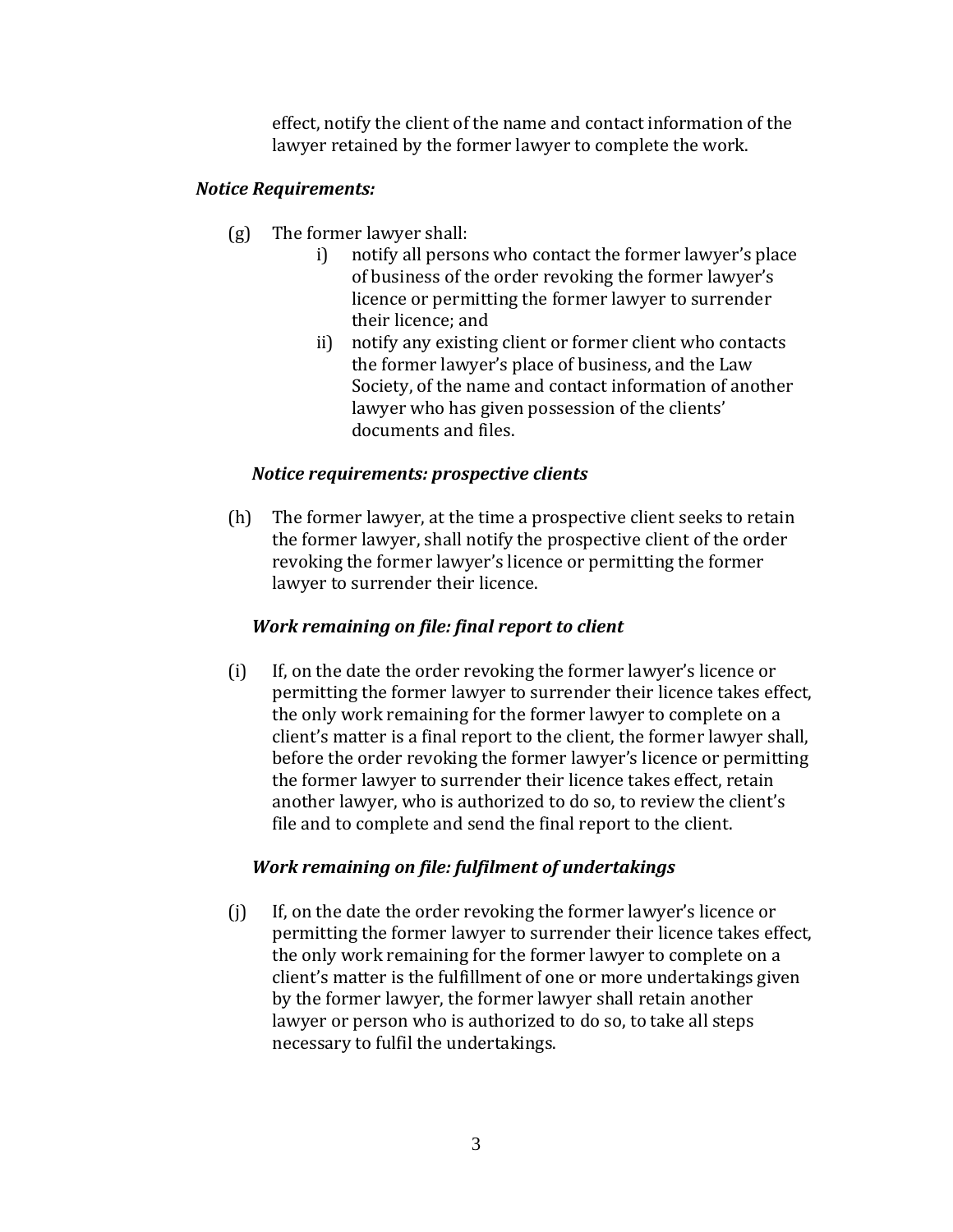effect, notify the client of the name and contact information of the lawyer retained by the former lawyer to complete the work.

***Notice Requirements:***

(g) The former lawyer shall:

  i) notify all persons who contact the former lawyer's place of business of the order revoking the former lawyer's licence or permitting the former lawyer to surrender their licence; and

  ii) notify any existing client or former client who contacts the former lawyer's place of business, and the Law Society, of the name and contact information of another lawyer who has given possession of the clients' documents and files.

***Notice requirements: prospective clients***

(h) The former lawyer, at the time a prospective client seeks to retain the former lawyer, shall notify the prospective client of the order revoking the former lawyer's licence or permitting the former lawyer to surrender their licence.

***Work remaining on file: final report to client***

(i) If, on the date the order revoking the former lawyer's licence or permitting the former lawyer to surrender their licence takes effect, the only work remaining for the former lawyer to complete on a client's matter is a final report to the client, the former lawyer shall, before the order revoking the former lawyer's licence or permitting the former lawyer to surrender their licence takes effect, retain another lawyer, who is authorized to do so, to review the client's file and to complete and send the final report to the client.

***Work remaining on file: fulfilment of undertakings***

(j) If, on the date the order revoking the former lawyer's licence or permitting the former lawyer to surrender their licence takes effect, the only work remaining for the former lawyer to complete on a client's matter is the fulfillment of one or more undertakings given by the former lawyer, the former lawyer shall retain another lawyer or person who is authorized to do so, to take all steps necessary to fulfil the undertakings.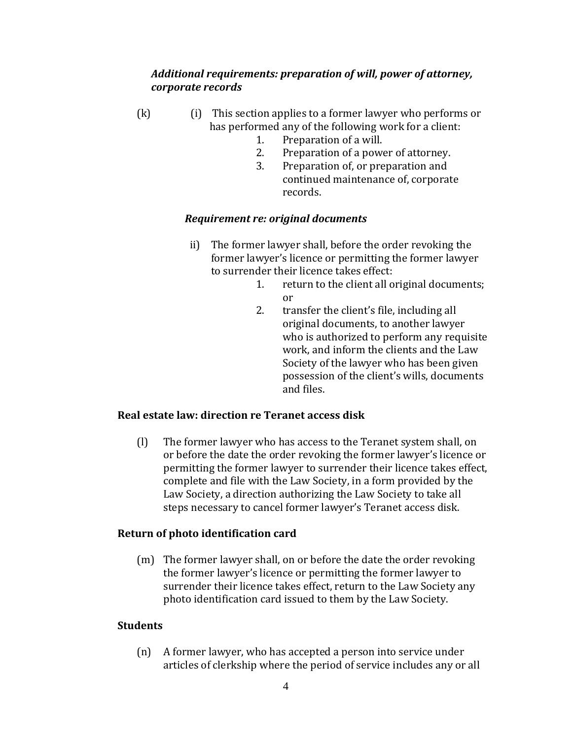*Additional requirements: preparation of will, power of attorney, corporate records*

(k) (i) This section applies to a former lawyer who performs or has performed any of the following work for a client:

1. Preparation of a will.
2. Preparation of a power of attorney.
3. Preparation of, or preparation and continued maintenance of, corporate records.

*Requirement re: original documents*

ii) The former lawyer shall, before the order revoking the former lawyer's licence or permitting the former lawyer to surrender their licence takes effect:

1. return to the client all original documents; or
2. transfer the client's file, including all original documents, to another lawyer who is authorized to perform any requisite work, and inform the clients and the Law Society of the lawyer who has been given possession of the client's wills, documents and files.

**Real estate law: direction re Teranet access disk**

(l) The former lawyer who has access to the Teranet system shall, on or before the date the order revoking the former lawyer's licence or permitting the former lawyer to surrender their licence takes effect, complete and file with the Law Society, in a form provided by the Law Society, a direction authorizing the Law Society to take all steps necessary to cancel former lawyer's Teranet access disk.

**Return of photo identification card**

(m) The former lawyer shall, on or before the date the order revoking the former lawyer's licence or permitting the former lawyer to surrender their licence takes effect, return to the Law Society any photo identification card issued to them by the Law Society.

**Students**

(n) A former lawyer, who has accepted a person into service under articles of clerkship where the period of service includes any or all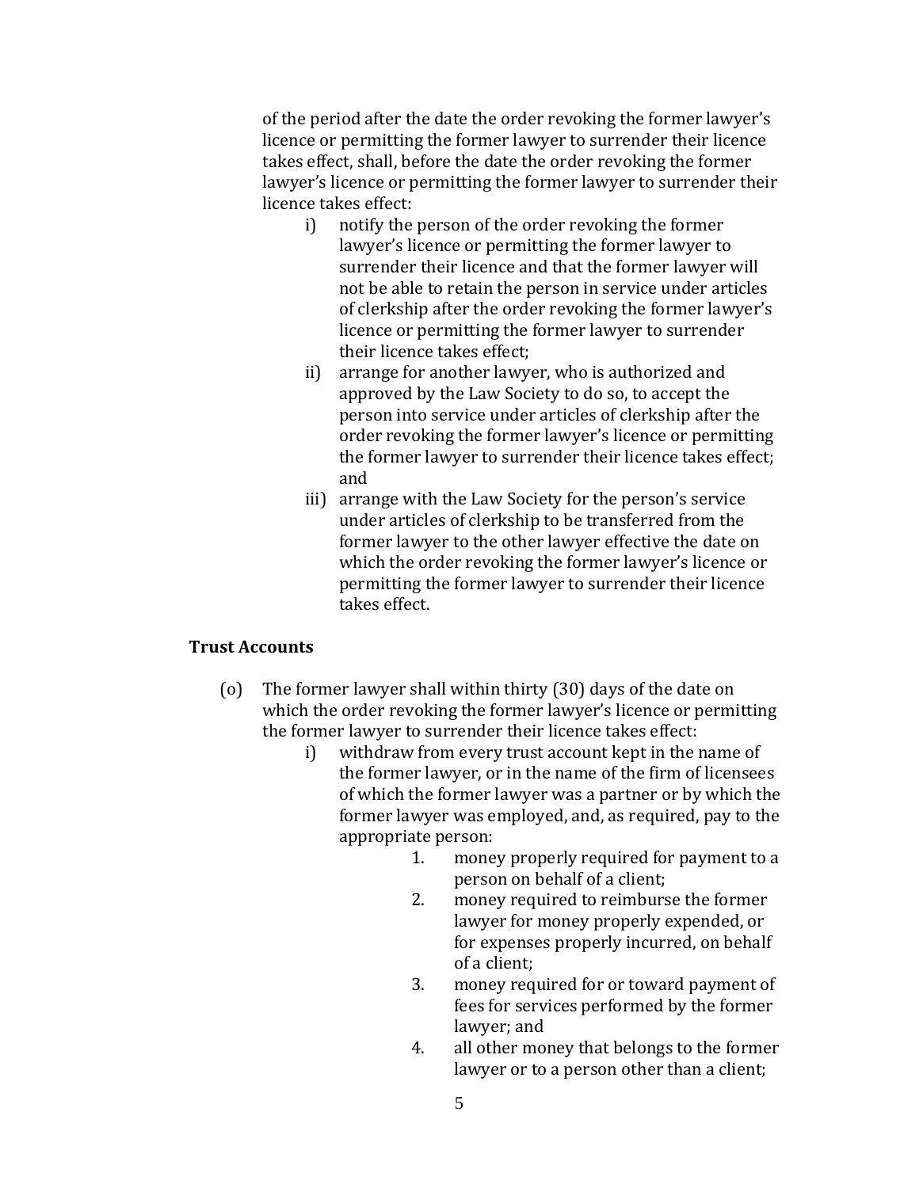of the period after the date the order revoking the former lawyer's licence or permitting the former lawyer to surrender their licence takes effect, shall, before the date the order revoking the former lawyer's licence or permitting the former lawyer to surrender their licence takes effect:

i) notify the person of the order revoking the former lawyer's licence or permitting the former lawyer to surrender their licence and that the former lawyer will not be able to retain the person in service under articles of clerkship after the order revoking the former lawyer's licence or permitting the former lawyer to surrender their licence takes effect;

ii) arrange for another lawyer, who is authorized and approved by the Law Society to do so, to accept the person into service under articles of clerkship after the order revoking the former lawyer's licence or permitting the former lawyer to surrender their licence takes effect; and

iii) arrange with the Law Society for the person's service under articles of clerkship to be transferred from the former lawyer to the other lawyer effective the date on which the order revoking the former lawyer's licence or permitting the former lawyer to surrender their licence takes effect.

**Trust Accounts**

(o) The former lawyer shall within thirty (30) days of the date on which the order revoking the former lawyer's licence or permitting the former lawyer to surrender their licence takes effect:

i) withdraw from every trust account kept in the name of the former lawyer, or in the name of the firm of licensees of which the former lawyer was a partner or by which the former lawyer was employed, and, as required, pay to the appropriate person:

1. money properly required for payment to a person on behalf of a client;
2. money required to reimburse the former lawyer for money properly expended, or for expenses properly incurred, on behalf of a client;
3. money required for or toward payment of fees for services performed by the former lawyer; and
4. all other money that belongs to the former lawyer or to a person other than a client;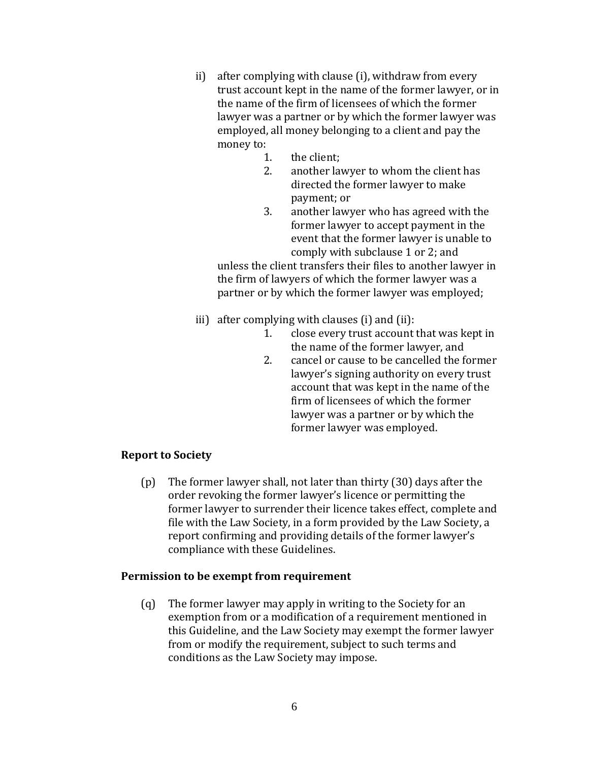ii) after complying with clause (i), withdraw from every trust account kept in the name of the former lawyer, or in the name of the firm of licensees of which the former lawyer was a partner or by which the former lawyer was employed, all money belonging to a client and pay the money to:

    1. the client;
    2. another lawyer to whom the client has directed the former lawyer to make payment; or
    3. another lawyer who has agreed with the former lawyer to accept payment in the event that the former lawyer is unable to comply with subclause 1 or 2; and

    unless the client transfers their files to another lawyer in the firm of lawyers of which the former lawyer was a partner or by which the former lawyer was employed;

iii) after complying with clauses (i) and (ii):

    1. close every trust account that was kept in the name of the former lawyer, and
    2. cancel or cause to be cancelled the former lawyer's signing authority on every trust account that was kept in the name of the firm of licensees of which the former lawyer was a partner or by which the former lawyer was employed.

**Report to Society**

(p) The former lawyer shall, not later than thirty (30) days after the order revoking the former lawyer's licence or permitting the former lawyer to surrender their licence takes effect, complete and file with the Law Society, in a form provided by the Law Society, a report confirming and providing details of the former lawyer's compliance with these Guidelines.

**Permission to be exempt from requirement**

(q) The former lawyer may apply in writing to the Society for an exemption from or a modification of a requirement mentioned in this Guideline, and the Law Society may exempt the former lawyer from or modify the requirement, subject to such terms and conditions as the Law Society may impose.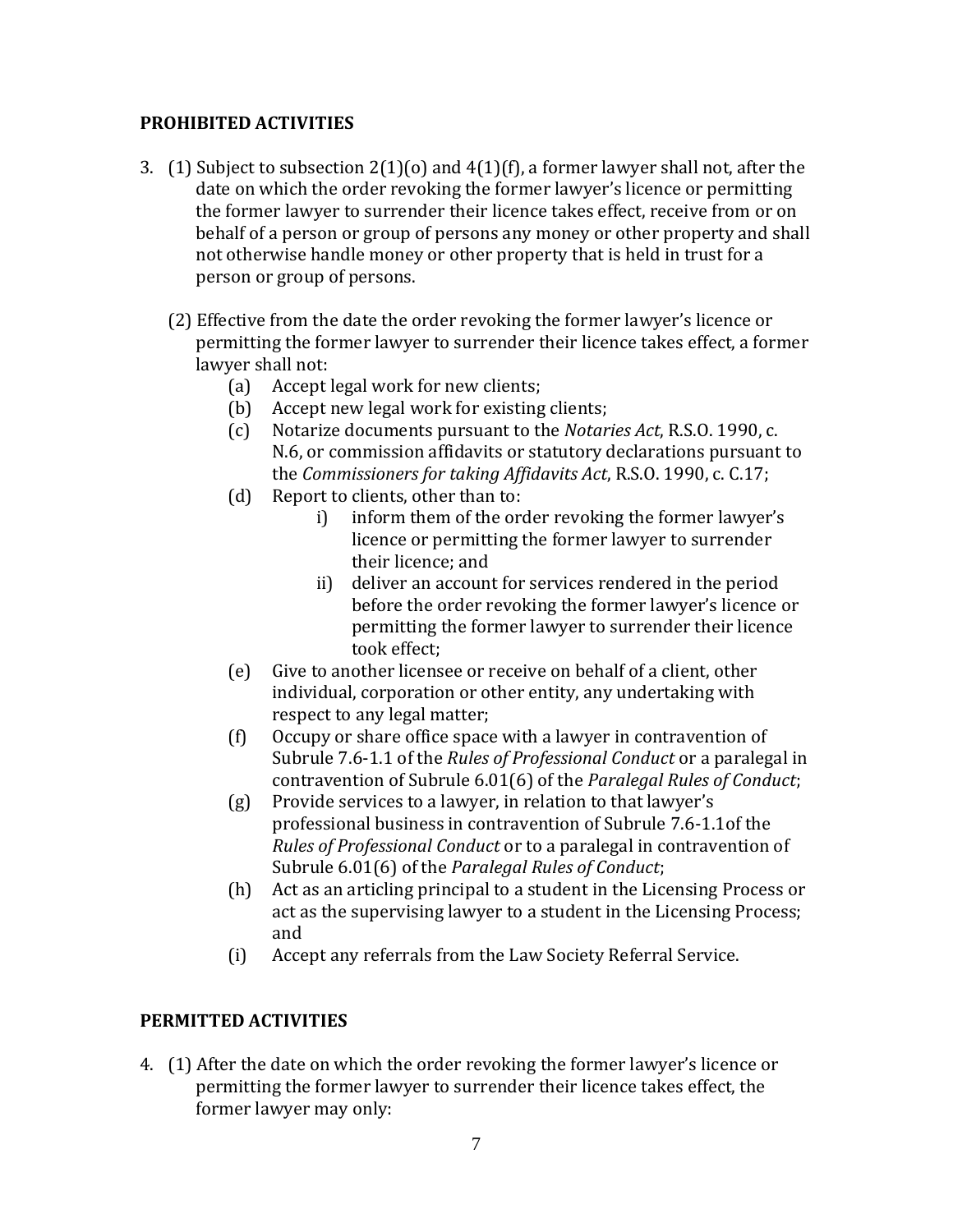## PROHIBITED ACTIVITIES

3. (1) Subject to subsection 2(1)(o) and 4(1)(f), a former lawyer shall not, after the date on which the order revoking the former lawyer's licence or permitting the former lawyer to surrender their licence takes effect, receive from or on behalf of a person or group of persons any money or other property and shall not otherwise handle money or other property that is held in trust for a person or group of persons.

   (2) Effective from the date the order revoking the former lawyer's licence or permitting the former lawyer to surrender their licence takes effect, a former lawyer shall not:

   (a) Accept legal work for new clients;

   (b) Accept new legal work for existing clients;

   (c) Notarize documents pursuant to the *Notaries Act*, R.S.O. 1990, c. N.6, or commission affidavits or statutory declarations pursuant to the *Commissioners for taking Affidavits Act*, R.S.O. 1990, c. C.17;

   (d) Report to clients, other than to:

      i) inform them of the order revoking the former lawyer's licence or permitting the former lawyer to surrender their licence; and

      ii) deliver an account for services rendered in the period before the order revoking the former lawyer's licence or permitting the former lawyer to surrender their licence took effect;

   (e) Give to another licensee or receive on behalf of a client, other individual, corporation or other entity, any undertaking with respect to any legal matter;

   (f) Occupy or share office space with a lawyer in contravention of Subrule 7.6-1.1 of the *Rules of Professional Conduct* or a paralegal in contravention of Subrule 6.01(6) of the *Paralegal Rules of Conduct*;

   (g) Provide services to a lawyer, in relation to that lawyer's professional business in contravention of Subrule 7.6-1.1of the *Rules of Professional Conduct* or to a paralegal in contravention of Subrule 6.01(6) of the *Paralegal Rules of Conduct*;

   (h) Act as an articling principal to a student in the Licensing Process or act as the supervising lawyer to a student in the Licensing Process; and

   (i) Accept any referrals from the Law Society Referral Service.

## PERMITTED ACTIVITIES

4. (1) After the date on which the order revoking the former lawyer's licence or permitting the former lawyer to surrender their licence takes effect, the former lawyer may only: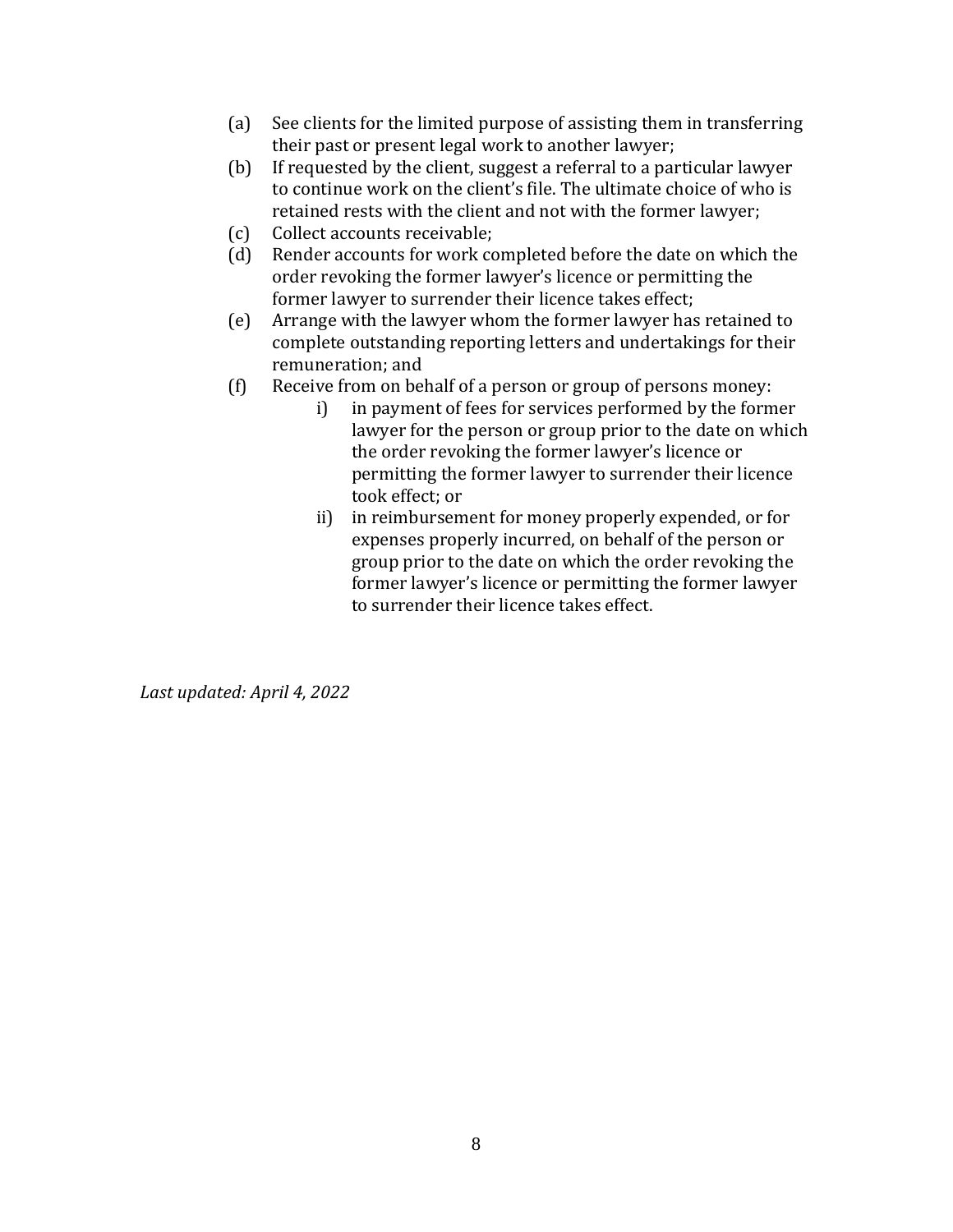(a) See clients for the limited purpose of assisting them in transferring their past or present legal work to another lawyer;
(b) If requested by the client, suggest a referral to a particular lawyer to continue work on the client's file. The ultimate choice of who is retained rests with the client and not with the former lawyer;
(c) Collect accounts receivable;
(d) Render accounts for work completed before the date on which the order revoking the former lawyer's licence or permitting the former lawyer to surrender their licence takes effect;
(e) Arrange with the lawyer whom the former lawyer has retained to complete outstanding reporting letters and undertakings for their remuneration; and
(f) Receive from on behalf of a person or group of persons money:
    i) in payment of fees for services performed by the former lawyer for the person or group prior to the date on which the order revoking the former lawyer's licence or permitting the former lawyer to surrender their licence took effect; or
    ii) in reimbursement for money properly expended, or for expenses properly incurred, on behalf of the person or group prior to the date on which the order revoking the former lawyer's licence or permitting the former lawyer to surrender their licence takes effect.

*Last updated: April 4, 2022*